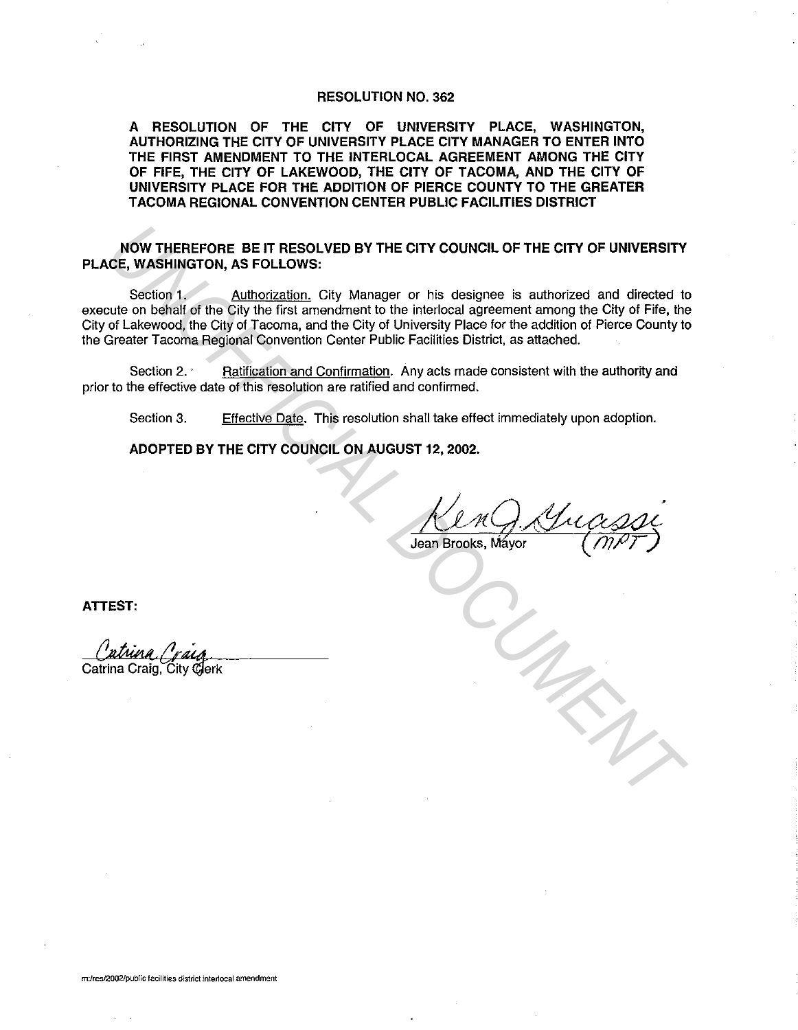# RESOLUTION NO. 362

**A RESOLUTION OF THE CITY OF UNIVERSITY PLACE, WASHINGTON, AUTHORIZING THE CITY OF UNIVERSITY PLACE CITY MANAGER TO ENTER INTO THE FIRST AMENDMENT TO THE INTERLOCAL AGREEMENT AMONG THE CITY OF FIFE, THE CITY OF LAKEWOOD, THE CITY OF TACOMA, AND THE CITY OF UNIVERSITY PLACE FOR THE ADDITION OF PIERCE COUNTY TO THE GREATER TACOMA REGIONAL CONVENTION CENTER PUBLIC FACILITIES DISTRICT**

**NOW THEREFORE BE IT RESOLVED BY THE CITY COUNCIL OF THE CITY OF UNIVERSITY PLACE, WASHINGTON, AS FOLLOWS:**

Section 1. Authorization. City Manager or his designee is authorized and directed to execute on behalf of the City the first amendment to the interlocal agreement among the City of Fife, the City of Lakewood, the City of Tacoma, and the City of University Place for the addition of Pierce County to the Greater Tacoma Regional Convention Center Public Facilities District, as attached.

Section 2. Ratification and Confirmation. Any acts made consistent with the authority and prior to the effective date of this resolution are ratified and confirmed.

Section 3. Effective Date. This resolution shall take effect immediately upon adoption.

**ADOPTED BY THE CITY COUNCIL ON AUGUST 12, 2002.**

Ken G. Grassi (MPT)
Jean Brooks, Mayor

**ATTEST:**

Catrina Craig
Catrina Craig, City Clerk

m:/res/2002/public facilities district interlocal amendment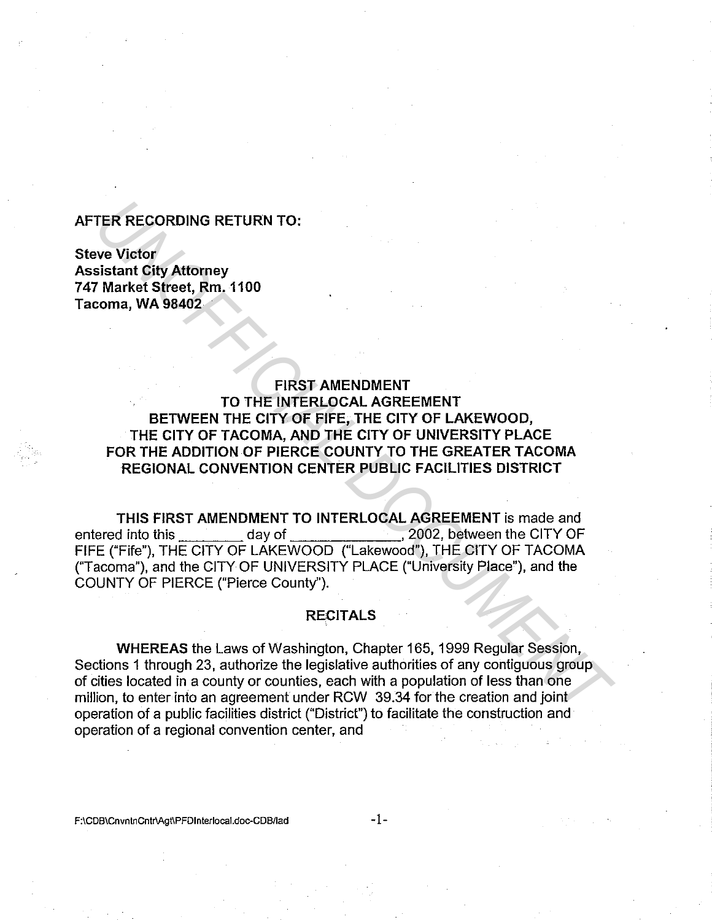**AFTER RECORDING RETURN TO:**

**Steve Victor**
**Assistant City Attorney**
**747 Market Street, Rm. 1100**
**Tacoma, WA 98402**

**FIRST AMENDMENT**
**TO THE INTERLOCAL AGREEMENT**
**BETWEEN THE CITY OF FIFE, THE CITY OF LAKEWOOD,**
**THE CITY OF TACOMA, AND THE CITY OF UNIVERSITY PLACE**
**FOR THE ADDITION OF PIERCE COUNTY TO THE GREATER TACOMA**
**REGIONAL CONVENTION CENTER PUBLIC FACILITIES DISTRICT**

**THIS FIRST AMENDMENT TO INTERLOCAL AGREEMENT** is made and entered into this _________ day of _____________, 2002, between the CITY OF FIFE ("Fife"), THE CITY OF LAKEWOOD ("Lakewood"), THE CITY OF TACOMA ("Tacoma"), and the CITY OF UNIVERSITY PLACE ("University Place"), and the COUNTY OF PIERCE ("Pierce County").

**RECITALS**

**WHEREAS** the Laws of Washington, Chapter 165, 1999 Regular Session, Sections 1 through 23, authorize the legislative authorities of any contiguous group of cities located in a county or counties, each with a population of less than one million, to enter into an agreement under RCW 39.34 for the creation and joint operation of a public facilities district ("District") to facilitate the construction and operation of a regional convention center, and

F:\CDB\CnvntnCntr\Agt\PFDInterlocal.doc-CDB/lad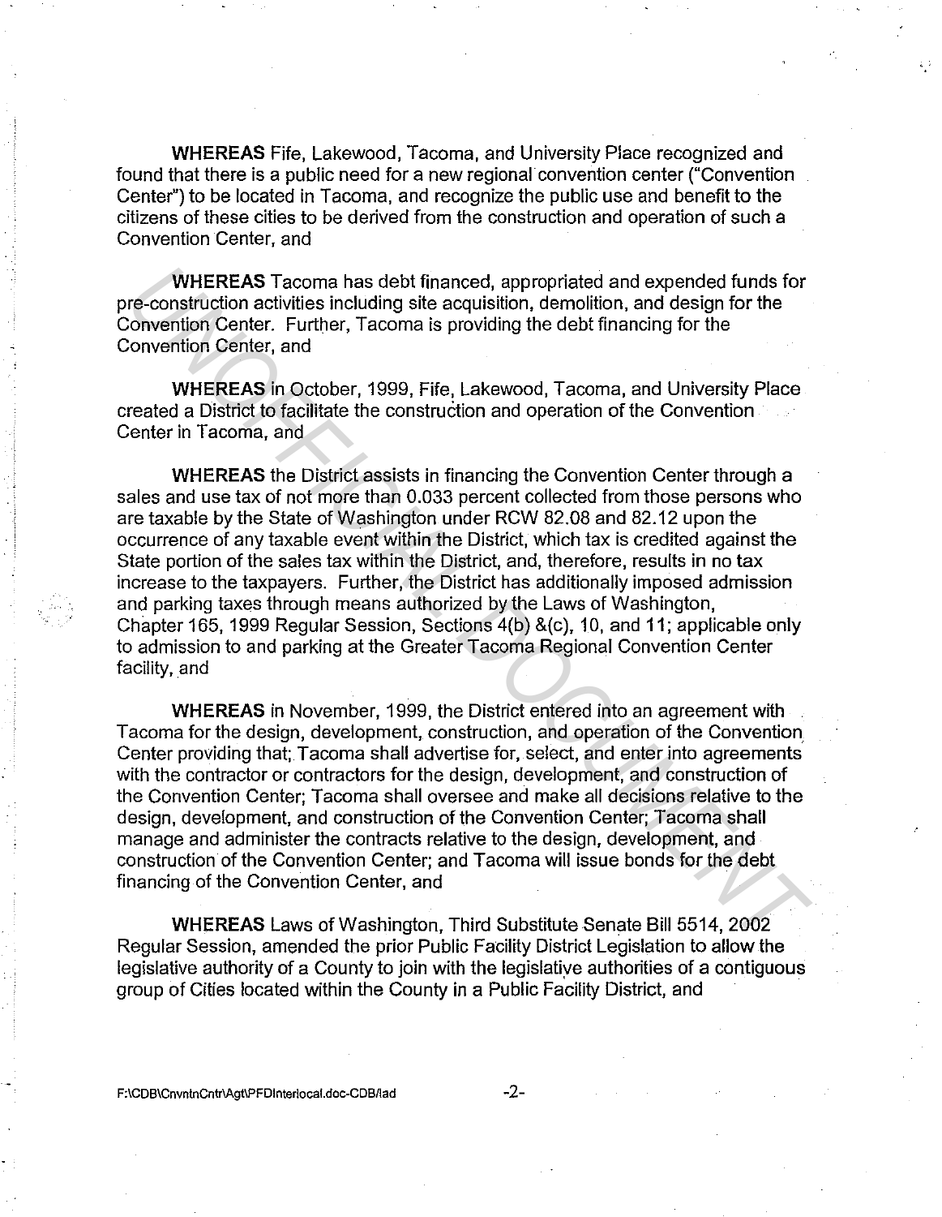**WHEREAS** Fife, Lakewood, Tacoma, and University Place recognized and found that there is a public need for a new regional convention center ("Convention Center") to be located in Tacoma, and recognize the public use and benefit to the citizens of these cities to be derived from the construction and operation of such a Convention Center, and

**WHEREAS** Tacoma has debt financed, appropriated and expended funds for pre-construction activities including site acquisition, demolition, and design for the Convention Center. Further, Tacoma is providing the debt financing for the Convention Center, and

**WHEREAS** in October, 1999, Fife, Lakewood, Tacoma, and University Place created a District to facilitate the construction and operation of the Convention Center in Tacoma, and

**WHEREAS** the District assists in financing the Convention Center through a sales and use tax of not more than 0.033 percent collected from those persons who are taxable by the State of Washington under RCW 82.08 and 82.12 upon the occurrence of any taxable event within the District, which tax is credited against the State portion of the sales tax within the District, and, therefore, results in no tax increase to the taxpayers. Further, the District has additionally imposed admission and parking taxes through means authorized by the Laws of Washington, Chapter 165, 1999 Regular Session, Sections 4(b) &(c), 10, and 11; applicable only to admission to and parking at the Greater Tacoma Regional Convention Center facility, and

**WHEREAS** in November, 1999, the District entered into an agreement with Tacoma for the design, development, construction, and operation of the Convention Center providing that; Tacoma shall advertise for, select, and enter into agreements with the contractor or contractors for the design, development, and construction of the Convention Center; Tacoma shall oversee and make all decisions relative to the design, development, and construction of the Convention Center; Tacoma shall manage and administer the contracts relative to the design, development, and construction of the Convention Center; and Tacoma will issue bonds for the debt financing of the Convention Center, and

**WHEREAS** Laws of Washington, Third Substitute Senate Bill 5514, 2002 Regular Session, amended the prior Public Facility District Legislation to allow the legislative authority of a County to join with the legislative authorities of a contiguous group of Cities located within the County in a Public Facility District, and

F:\CDB\CnvntnCntr\Agt\PFDInterlocal.doc-CDB/lad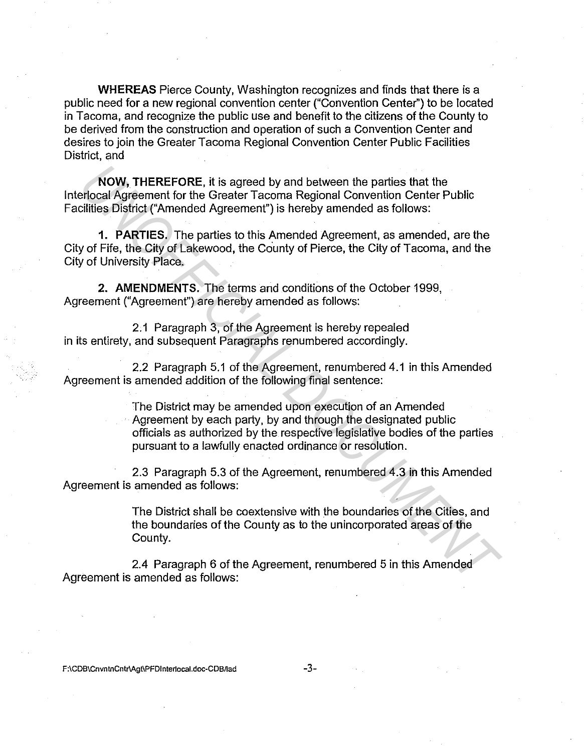**WHEREAS** Pierce County, Washington recognizes and finds that there is a public need for a new regional convention center ("Convention Center") to be located in Tacoma, and recognize the public use and benefit to the citizens of the County to be derived from the construction and operation of such a Convention Center and desires to join the Greater Tacoma Regional Convention Center Public Facilities District, and

**NOW, THEREFORE**, it is agreed by and between the parties that the Interlocal Agreement for the Greater Tacoma Regional Convention Center Public Facilities District ("Amended Agreement") is hereby amended as follows:

**1. PARTIES.** The parties to this Amended Agreement, as amended, are the City of Fife, the City of Lakewood, the County of Pierce, the City of Tacoma, and the City of University Place.

**2. AMENDMENTS.** The terms and conditions of the October 1999, Agreement ("Agreement") are hereby amended as follows:

2.1 Paragraph 3, of the Agreement is hereby repealed in its entirety, and subsequent Paragraphs renumbered accordingly.

2.2 Paragraph 5.1 of the Agreement, renumbered 4.1 in this Amended Agreement is amended addition of the following final sentence:

> The District may be amended upon execution of an Amended Agreement by each party, by and through the designated public officials as authorized by the respective legislative bodies of the parties pursuant to a lawfully enacted ordinance or resolution.

2.3 Paragraph 5.3 of the Agreement, renumbered 4.3 in this Amended Agreement is amended as follows:

> The District shall be coextensive with the boundaries of the Cities, and the boundaries of the County as to the unincorporated areas of the County.

2.4 Paragraph 6 of the Agreement, renumbered 5 in this Amended Agreement is amended as follows:

F:\CDB\CnvntnCntr\Agt\PFDInterlocal.doc-CDB/lad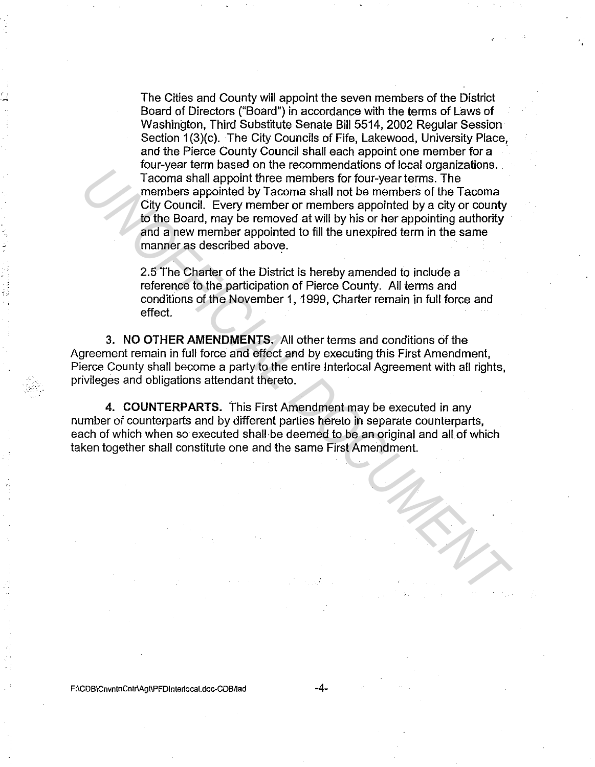The Cities and County will appoint the seven members of the District Board of Directors ("Board") in accordance with the terms of Laws of Washington, Third Substitute Senate Bill 5514, 2002 Regular Session Section 1(3)(c). The City Councils of Fife, Lakewood, University Place, and the Pierce County Council shall each appoint one member for a four-year term based on the recommendations of local organizations. Tacoma shall appoint three members for four-year terms. The members appointed by Tacoma shall not be members of the Tacoma City Council. Every member or members appointed by a city or county to the Board, may be removed at will by his or her appointing authority and a new member appointed to fill the unexpired term in the same manner as described above.

2.5 The Charter of the District is hereby amended to include a reference to the participation of Pierce County. All terms and conditions of the November 1, 1999, Charter remain in full force and effect.

**3. NO OTHER AMENDMENTS.** All other terms and conditions of the Agreement remain in full force and effect and by executing this First Amendment, Pierce County shall become a party to the entire Interlocal Agreement with all rights, privileges and obligations attendant thereto.

**4. COUNTERPARTS.** This First Amendment may be executed in any number of counterparts and by different parties hereto in separate counterparts, each of which when so executed shall be deemed to be an original and all of which taken together shall constitute one and the same First Amendment.

F:\CDB\CnvntnCntr\Agt\PFDInterlocal.doc-CDB/lad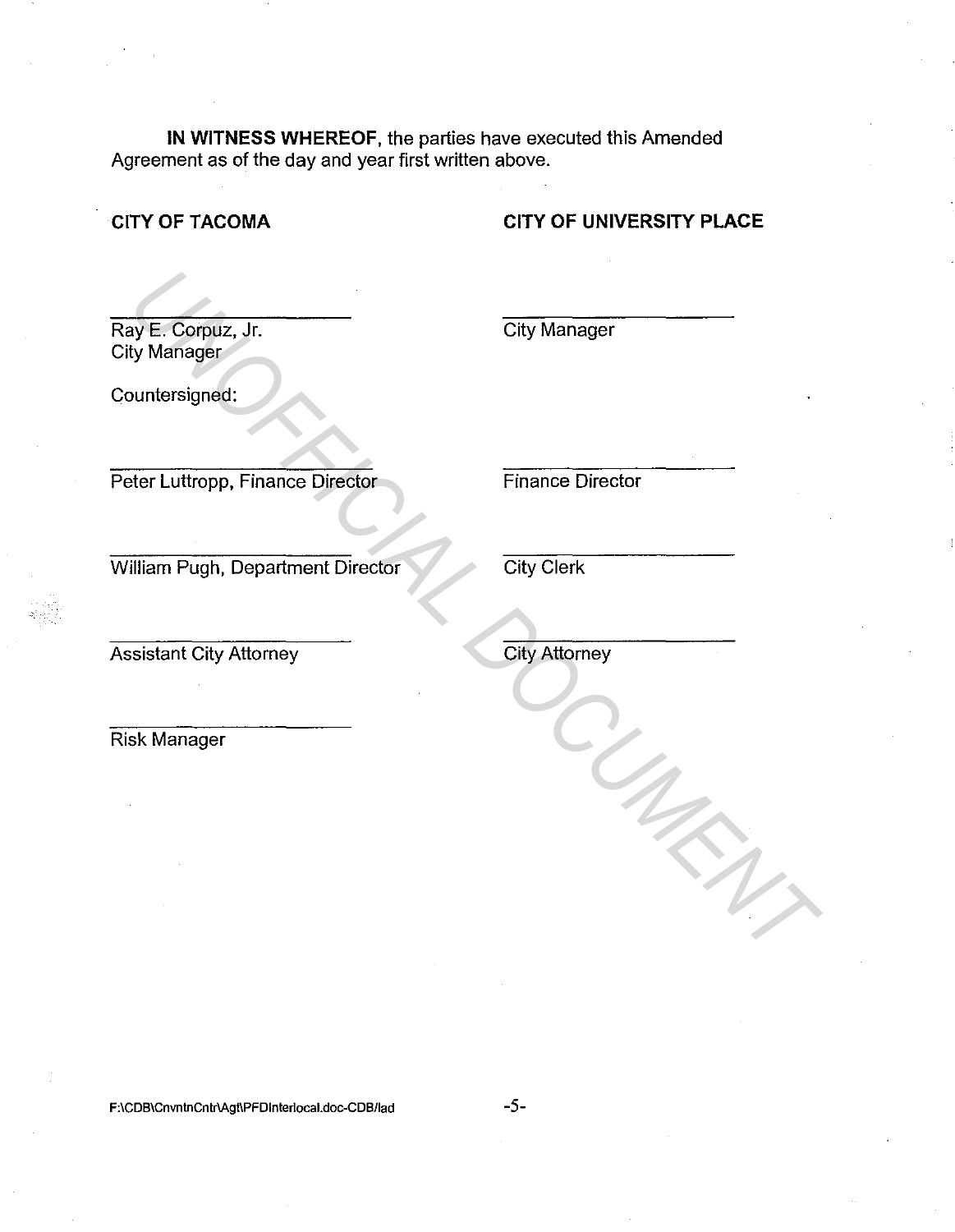**IN WITNESS WHEREOF**, the parties have executed this Amended Agreement as of the day and year first written above.

| CITY OF TACOMA | CITY OF UNIVERSITY PLACE |
|---|---|
| Ray E. Corpuz, Jr.<br>City Manager | City Manager |
| Countersigned: | |
| Peter Luttropp, Finance Director | Finance Director |
| William Pugh, Department Director | City Clerk |
| Assistant City Attorney | City Attorney |
| Risk Manager | |

UNOFFICIAL DOCUMENT

F:\CDB\CnvntnCntr\Agt\PFDInterlocal.doc-CDB/lad